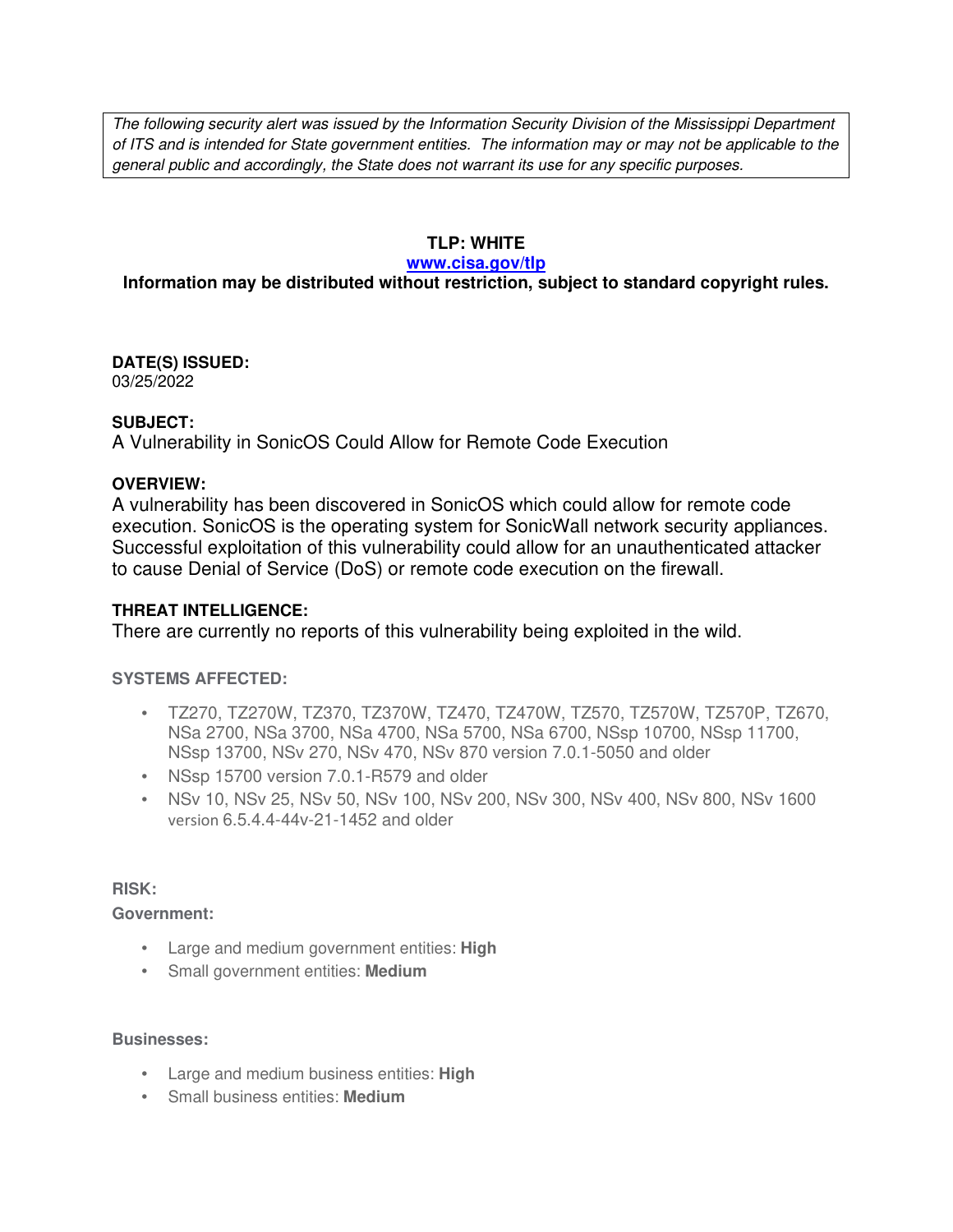*The following security alert was issued by the Information Security Division of the Mississippi Department of ITS and is intended for State government entities. The information may or may not be applicable to the general public and accordingly, the State does not warrant its use for any specific purposes.*

**TLP: WHITE**

**[www.cisa.gov/tlp](www.cisa.gov/tlp)**

**Information may be distributed without restriction, subject to standard copyright rules.**

**DATE(S) ISSUED:**

03/25/2022

**SUBJECT:**

A Vulnerability in SonicOS Could Allow for Remote Code Execution

**OVERVIEW:**

A vulnerability has been discovered in SonicOS which could allow for remote code execution. SonicOS is the operating system for SonicWall network security appliances. Successful exploitation of this vulnerability could allow for an unauthenticated attacker to cause Denial of Service (DoS) or remote code execution on the firewall.

**THREAT INTELLIGENCE:**

There are currently no reports of this vulnerability being exploited in the wild.

**SYSTEMS AFFECTED:**

- TZ270, TZ270W, TZ370, TZ370W, TZ470, TZ470W, TZ570, TZ570W, TZ570P, TZ670, NSa 2700, NSa 3700, NSa 4700, NSa 5700, NSa 6700, NSsp 10700, NSsp 11700, NSsp 13700, NSv 270, NSv 470, NSv 870 version 7.0.1-5050 and older
- NSsp 15700 version 7.0.1-R579 and older
- NSv 10, NSv 25, NSv 50, NSv 100, NSv 200, NSv 300, NSv 400, NSv 800, NSv 1600 version 6.5.4.4-44v-21-1452 and older

**RISK:**

**Government:**

- Large and medium government entities: **High**
- Small government entities: **Medium**

**Businesses:**

- Large and medium business entities: **High**
- Small business entities: **Medium**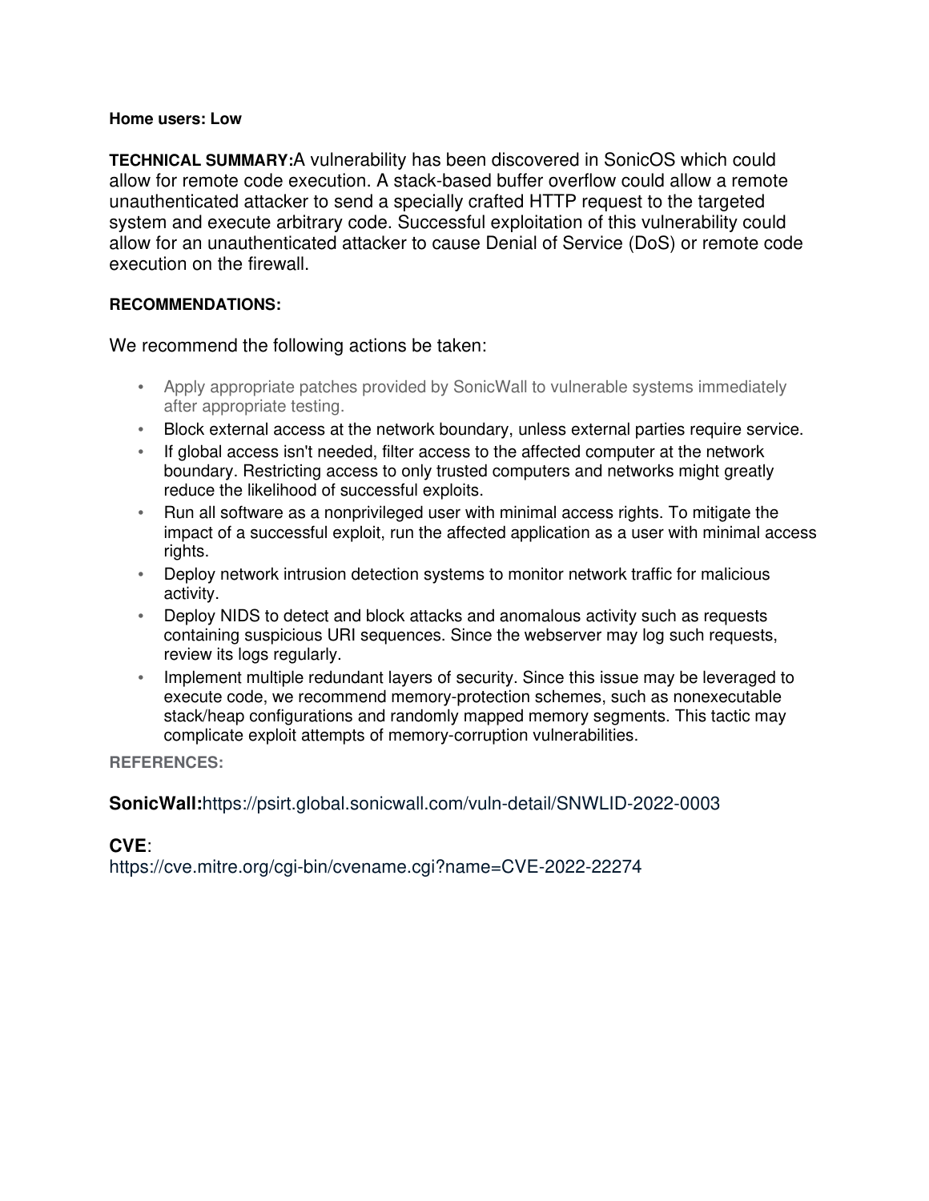**Home users: Low**

**TECHNICAL SUMMARY:** A vulnerability has been discovered in SonicOS which could allow for remote code execution. A stack-based buffer overflow could allow a remote unauthenticated attacker to send a specially crafted HTTP request to the targeted system and execute arbitrary code. Successful exploitation of this vulnerability could allow for an unauthenticated attacker to cause Denial of Service (DoS) or remote code execution on the firewall.

**RECOMMENDATIONS:**

We recommend the following actions be taken:

- Apply appropriate patches provided by SonicWall to vulnerable systems immediately after appropriate testing.
- Block external access at the network boundary, unless external parties require service.
- If global access isn't needed, filter access to the affected computer at the network boundary. Restricting access to only trusted computers and networks might greatly reduce the likelihood of successful exploits.
- Run all software as a nonprivileged user with minimal access rights. To mitigate the impact of a successful exploit, run the affected application as a user with minimal access rights.
- Deploy network intrusion detection systems to monitor network traffic for malicious activity.
- Deploy NIDS to detect and block attacks and anomalous activity such as requests containing suspicious URI sequences. Since the webserver may log such requests, review its logs regularly.
- Implement multiple redundant layers of security. Since this issue may be leveraged to execute code, we recommend memory-protection schemes, such as nonexecutable stack/heap configurations and randomly mapped memory segments. This tactic may complicate exploit attempts of memory-corruption vulnerabilities.

**REFERENCES:**

**SonicWall:** https://psirt.global.sonicwall.com/vuln-detail/SNWLID-2022-0003

**CVE**:
https://cve.mitre.org/cgi-bin/cvename.cgi?name=CVE-2022-22274